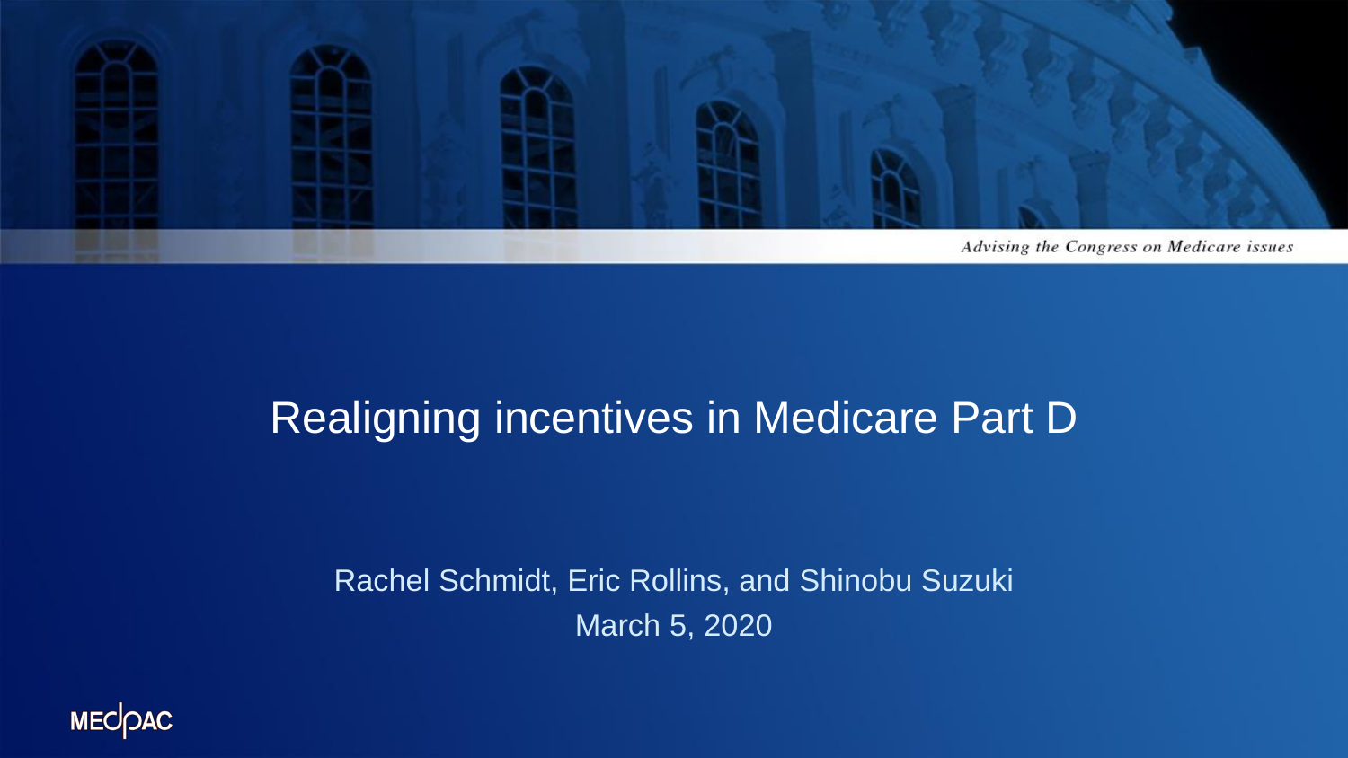*Advising the Congress on Medicare issues*

# Realigning incentives in Medicare Part D

Rachel Schmidt, Eric Rollins, and Shinobu Suzuki

March 5, 2020

MEDPAC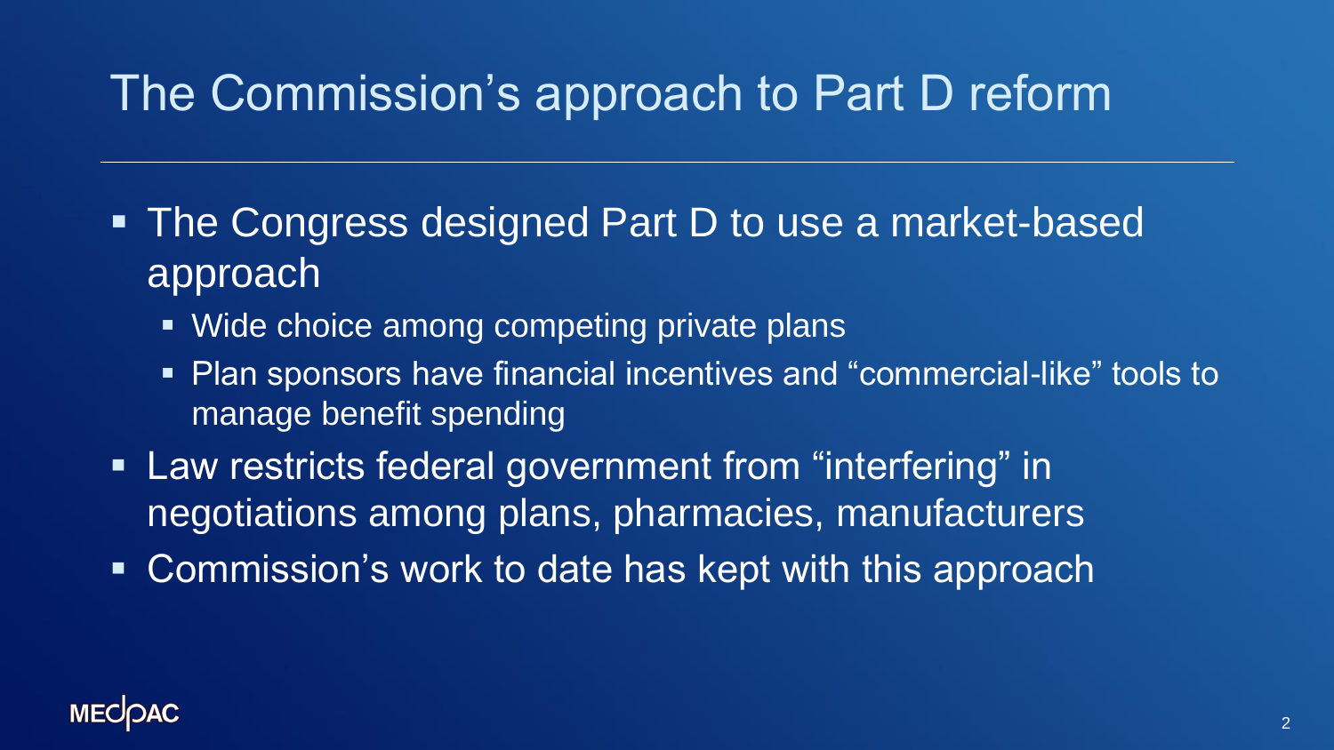# The Commission's approach to Part D reform

- The Congress designed Part D to use a market-based approach
  - Wide choice among competing private plans
  - Plan sponsors have financial incentives and "commercial-like" tools to manage benefit spending
- Law restricts federal government from "interfering" in negotiations among plans, pharmacies, manufacturers
- Commission's work to date has kept with this approach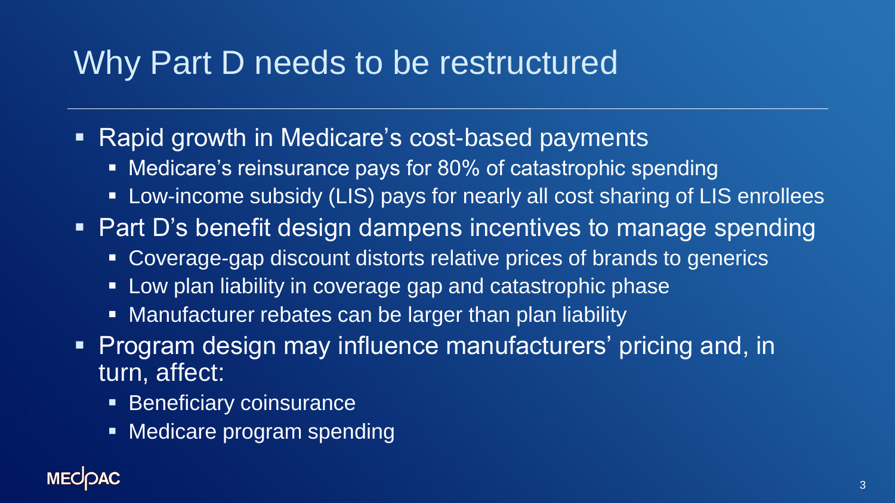# Why Part D needs to be restructured

- Rapid growth in Medicare's cost-based payments
  - Medicare's reinsurance pays for 80% of catastrophic spending
  - Low-income subsidy (LIS) pays for nearly all cost sharing of LIS enrollees
- Part D's benefit design dampens incentives to manage spending
  - Coverage-gap discount distorts relative prices of brands to generics
  - Low plan liability in coverage gap and catastrophic phase
  - Manufacturer rebates can be larger than plan liability
- Program design may influence manufacturers' pricing and, in turn, affect:
  - Beneficiary coinsurance
  - Medicare program spending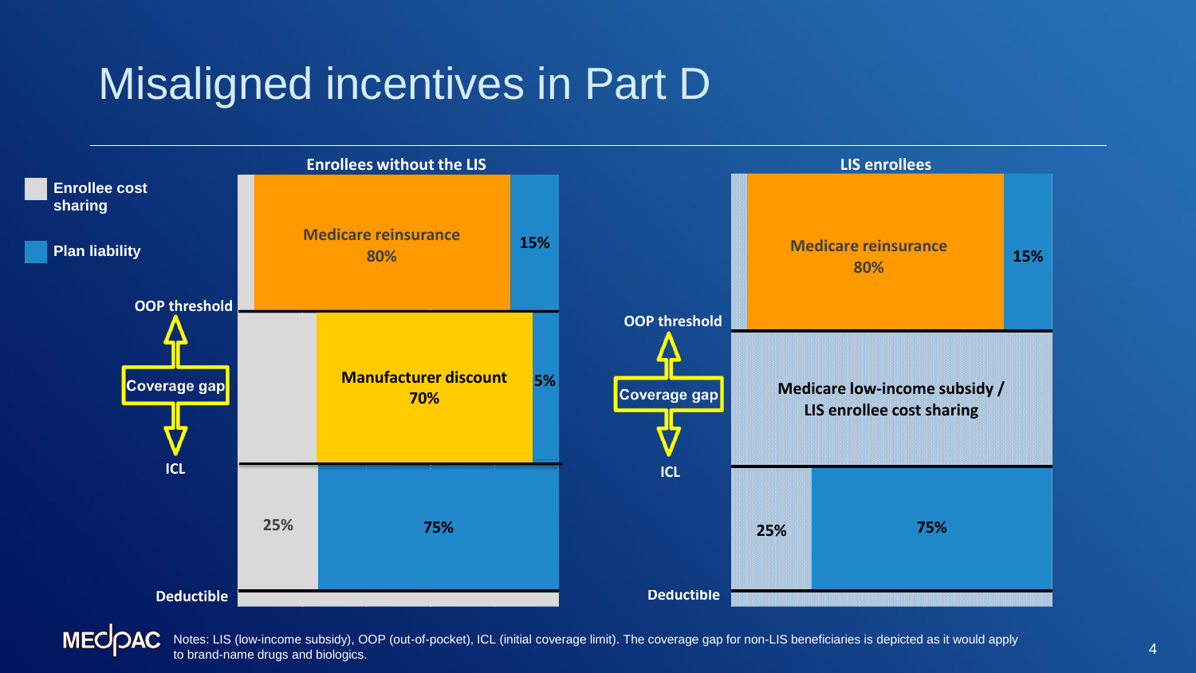# Misaligned incentives in Part D

**Enrollee cost sharing**

**Plan liability**

**Enrollees without the LIS**

| | Enrollee cost sharing | Other | Plan liability |
|---|---|---|---|
| Above OOP threshold | | Medicare reinsurance 80% | 15% |
| Coverage gap (ICL to OOP threshold) | | Manufacturer discount 70% | 5% |
| Deductible to ICL | 25% | | 75% |

**LIS enrollees**

| | Enrollee cost sharing | Other | Plan liability |
|---|---|---|---|
| Above OOP threshold | | Medicare reinsurance 80% | 15% |
| Coverage gap (ICL to OOP threshold) | | Medicare low-income subsidy / LIS enrollee cost sharing | |
| Deductible to ICL | 25% | | 75% |

Notes: LIS (low-income subsidy), OOP (out-of-pocket), ICL (initial coverage limit). The coverage gap for non-LIS beneficiaries is depicted as it would apply to brand-name drugs and biologics.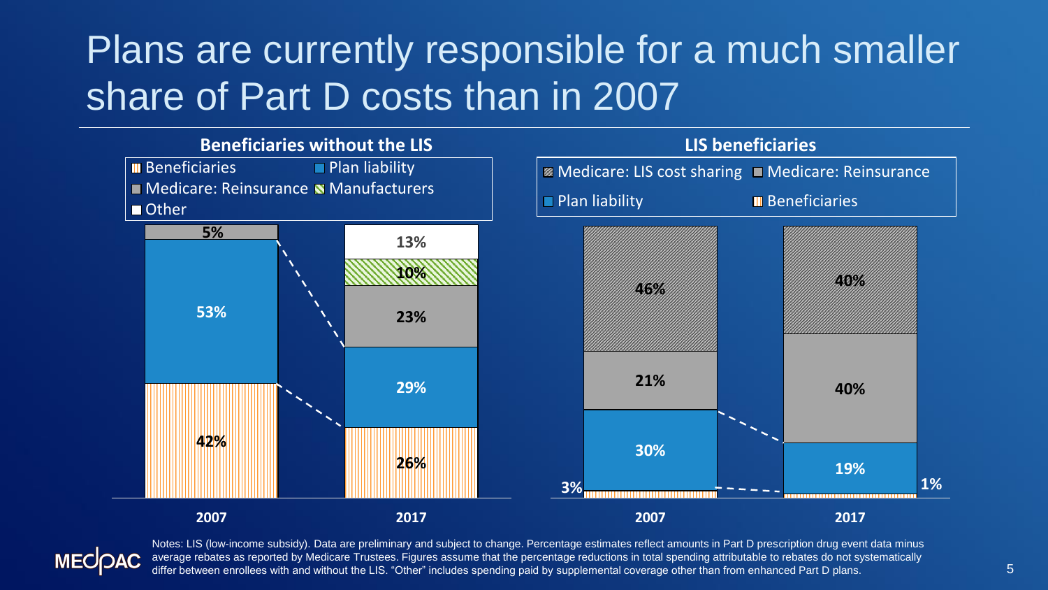# Plans are currently responsible for a much smaller share of Part D costs than in 2007

**Beneficiaries without the LIS**

| | 2007 | 2017 |
|---|---|---|
| Other | | 13% |
| Manufacturers | | 10% |
| Medicare: Reinsurance | 5% | 23% |
| Plan liability | 53% | 29% |
| Beneficiaries | 42% | 26% |

**LIS beneficiaries**

| | 2007 | 2017 |
|---|---|---|
| Medicare: LIS cost sharing | 46% | 40% |
| Medicare: Reinsurance | 21% | 40% |
| Plan liability | 30% | 19% |
| Beneficiaries | 3% | 1% |

Notes: LIS (low-income subsidy). Data are preliminary and subject to change. Percentage estimates reflect amounts in Part D prescription drug event data minus average rebates as reported by Medicare Trustees. Figures assume that the percentage reductions in total spending attributable to rebates do not systematically differ between enrollees with and without the LIS. "Other" includes spending paid by supplemental coverage other than from enhanced Part D plans.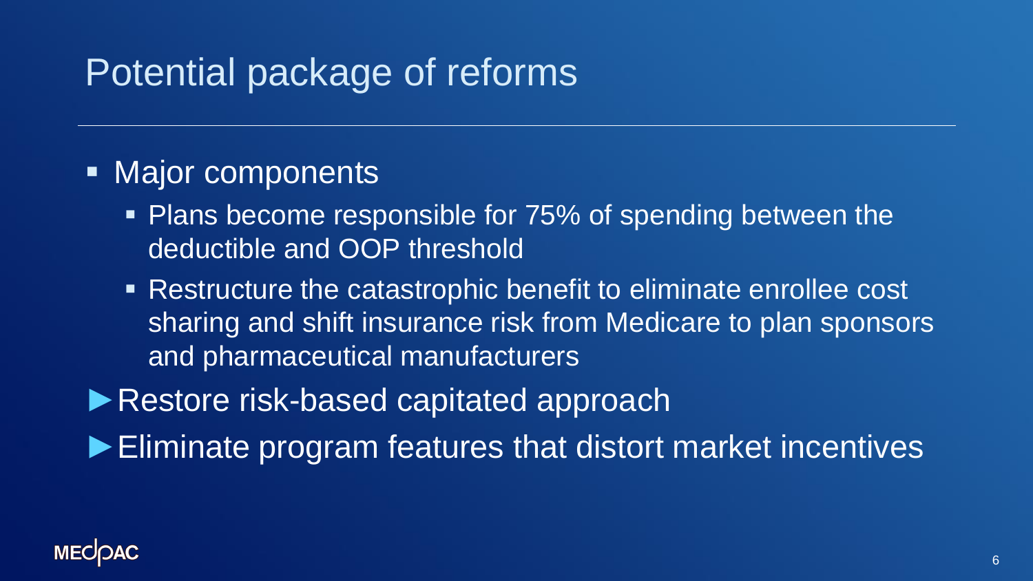# Potential package of reforms

- Major components
  - Plans become responsible for 75% of spending between the deductible and OOP threshold
  - Restructure the catastrophic benefit to eliminate enrollee cost sharing and shift insurance risk from Medicare to plan sponsors and pharmaceutical manufacturers

► Restore risk-based capitated approach

► Eliminate program features that distort market incentives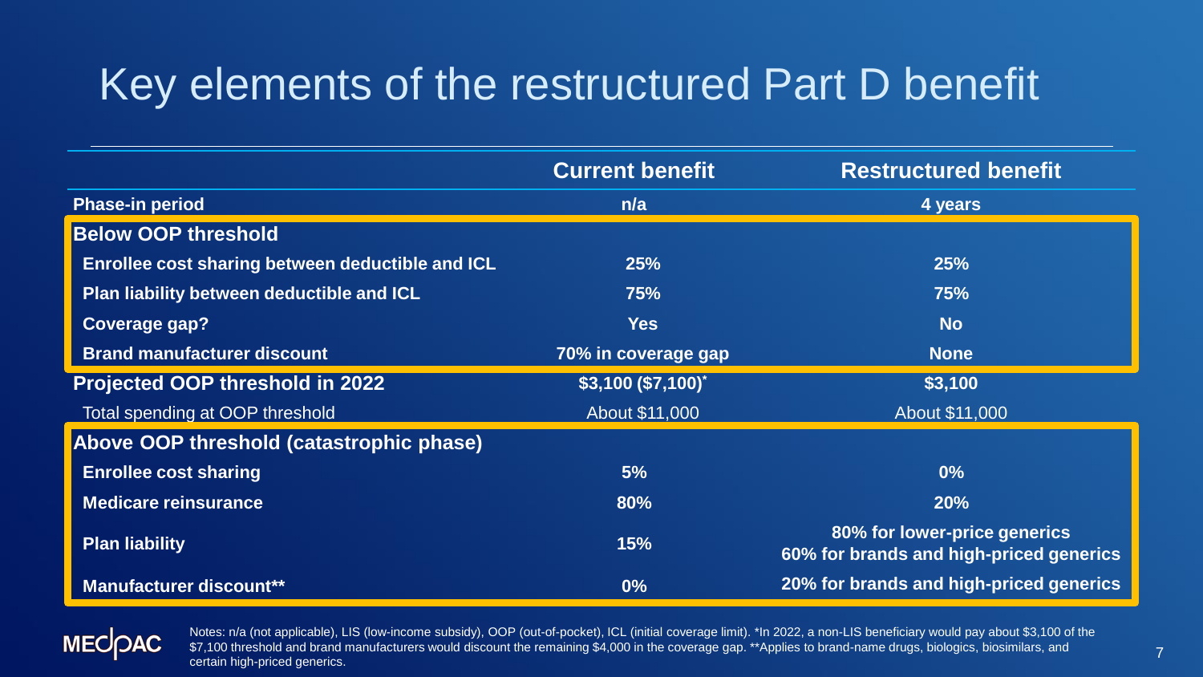# Key elements of the restructured Part D benefit

| | Current benefit | Restructured benefit |
|---|---|---|
| **Phase-in period** | **n/a** | **4 years** |
| **Below OOP threshold** | | |
| **Enrollee cost sharing between deductible and ICL** | **25%** | **25%** |
| **Plan liability between deductible and ICL** | **75%** | **75%** |
| **Coverage gap?** | **Yes** | **No** |
| **Brand manufacturer discount** | **70% in coverage gap** | **None** |
| **Projected OOP threshold in 2022** | **$3,100 ($7,100)*** | **$3,100** |
| Total spending at OOP threshold | About $11,000 | About $11,000 |
| **Above OOP threshold (catastrophic phase)** | | |
| **Enrollee cost sharing** | **5%** | **0%** |
| **Medicare reinsurance** | **80%** | **20%** |
| **Plan liability** | **15%** | **80% for lower-price generics**<br>**60% for brands and high-priced generics** |
| **Manufacturer discount**** | **0%** | **20% for brands and high-priced generics** |

Notes: n/a (not applicable), LIS (low-income subsidy), OOP (out-of-pocket), ICL (initial coverage limit). *In 2022, a non-LIS beneficiary would pay about $3,100 of the $7,100 threshold and brand manufacturers would discount the remaining $4,000 in the coverage gap. **Applies to brand-name drugs, biologics, biosimilars, and certain high-priced generics.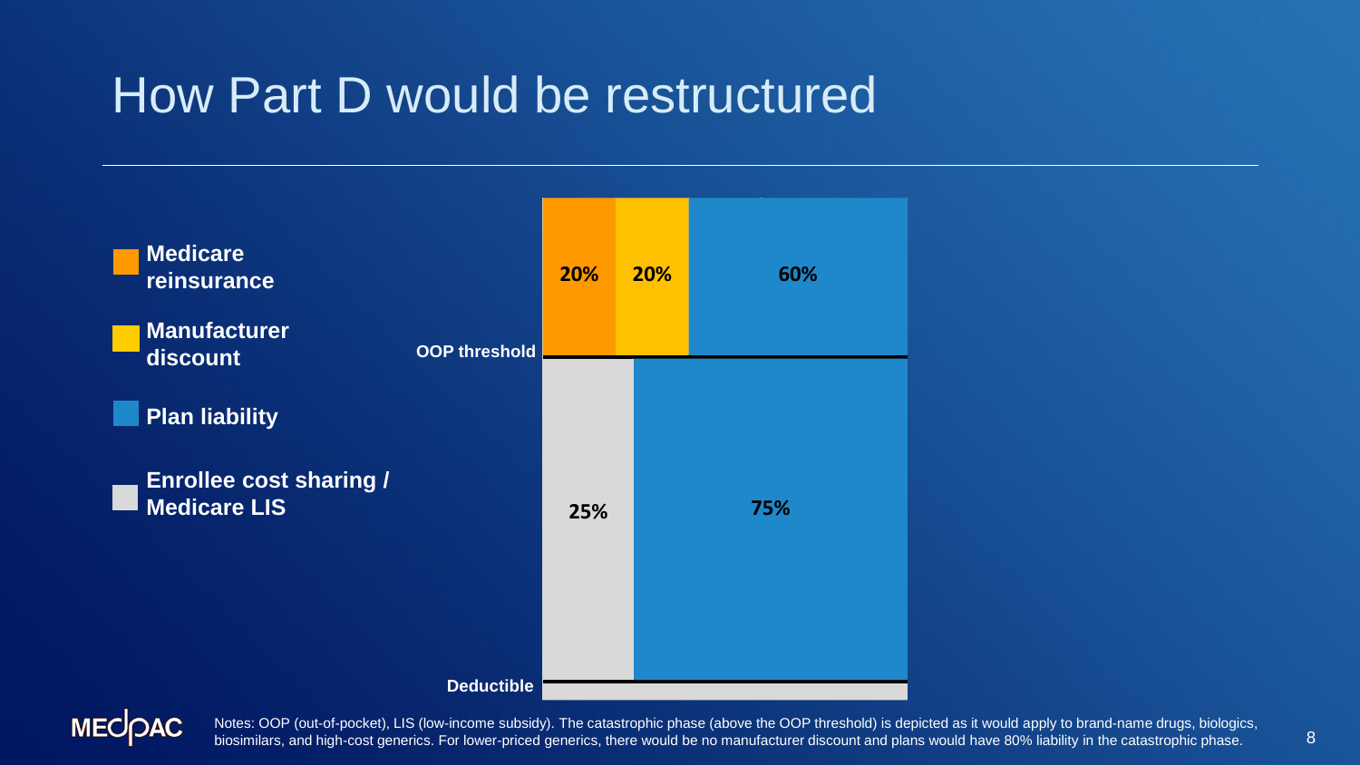# How Part D would be restructured

- **Medicare reinsurance**
- **Manufacturer discount**
- **Plan liability**
- **Enrollee cost sharing / Medicare LIS**

| Phase | Medicare reinsurance | Manufacturer discount | Plan liability |
|---|---|---|---|
| Above OOP threshold | 20% | 20% | 60% |

| Phase | Enrollee cost sharing / Medicare LIS | Plan liability |
|---|---|---|
| Deductible to OOP threshold | 25% | 75% |

OOP threshold

Deductible

Notes: OOP (out-of-pocket), LIS (low-income subsidy). The catastrophic phase (above the OOP threshold) is depicted as it would apply to brand-name drugs, biologics, biosimilars, and high-cost generics. For lower-priced generics, there would be no manufacturer discount and plans would have 80% liability in the catastrophic phase.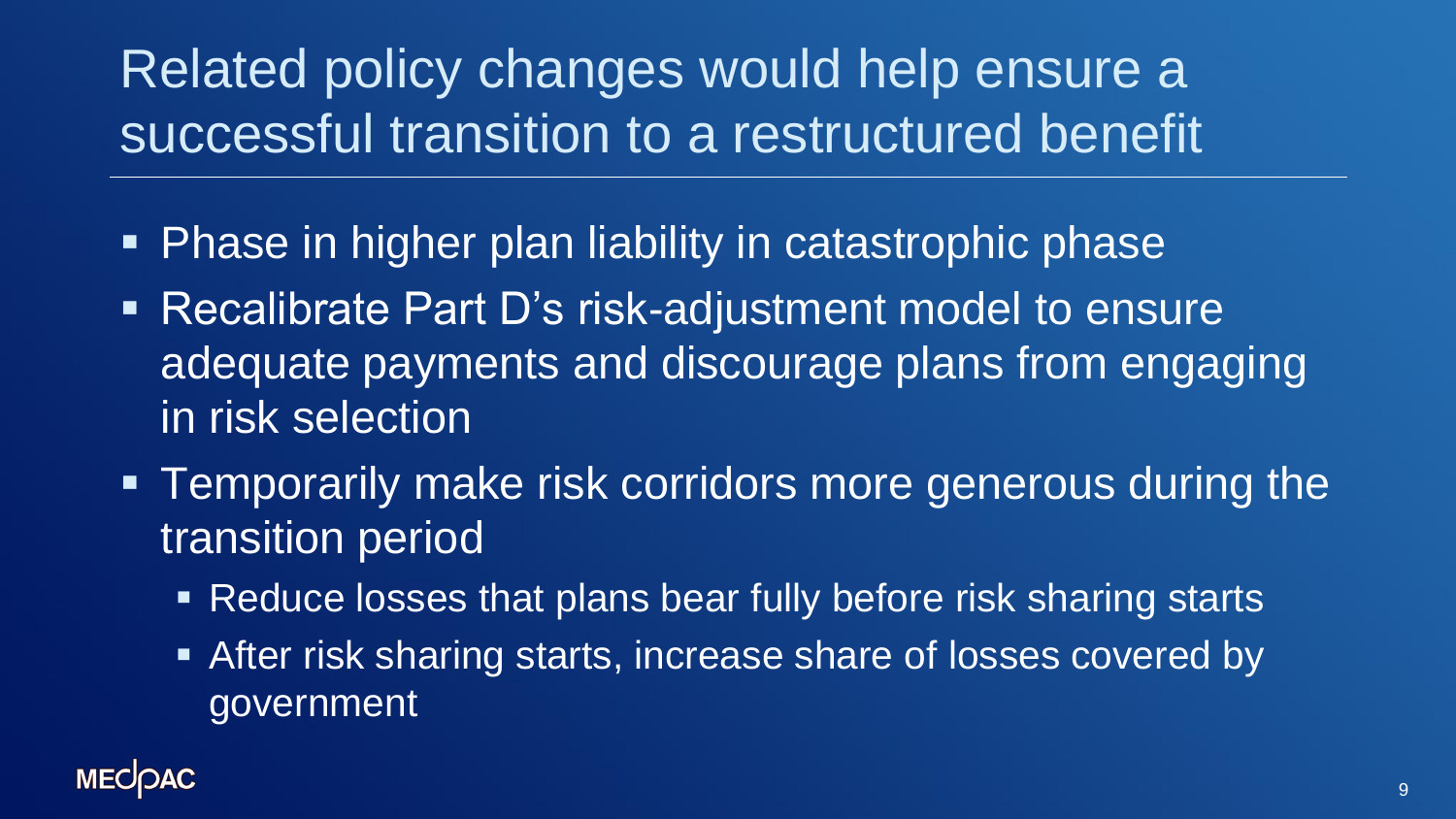# Related policy changes would help ensure a successful transition to a restructured benefit

- Phase in higher plan liability in catastrophic phase
- Recalibrate Part D's risk-adjustment model to ensure adequate payments and discourage plans from engaging in risk selection
- Temporarily make risk corridors more generous during the transition period
  - Reduce losses that plans bear fully before risk sharing starts
  - After risk sharing starts, increase share of losses covered by government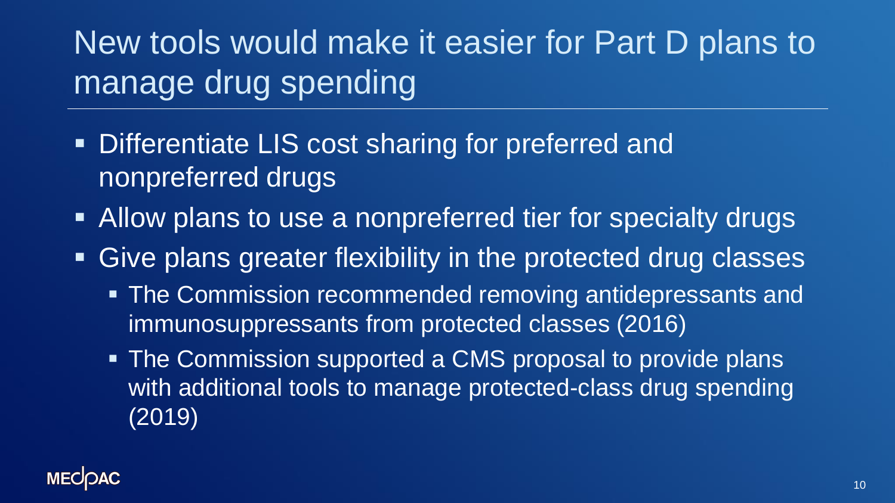# New tools would make it easier for Part D plans to manage drug spending

- Differentiate LIS cost sharing for preferred and nonpreferred drugs
- Allow plans to use a nonpreferred tier for specialty drugs
- Give plans greater flexibility in the protected drug classes
  - The Commission recommended removing antidepressants and immunosuppressants from protected classes (2016)
  - The Commission supported a CMS proposal to provide plans with additional tools to manage protected-class drug spending (2019)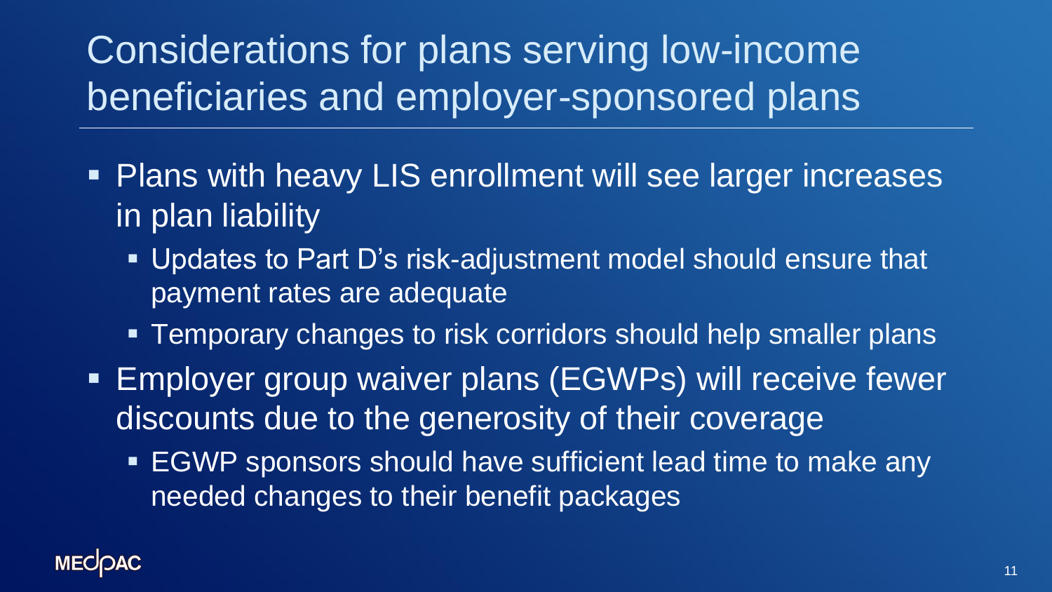# Considerations for plans serving low-income beneficiaries and employer-sponsored plans

- Plans with heavy LIS enrollment will see larger increases in plan liability
  - Updates to Part D's risk-adjustment model should ensure that payment rates are adequate
  - Temporary changes to risk corridors should help smaller plans
- Employer group waiver plans (EGWPs) will receive fewer discounts due to the generosity of their coverage
  - EGWP sponsors should have sufficient lead time to make any needed changes to their benefit packages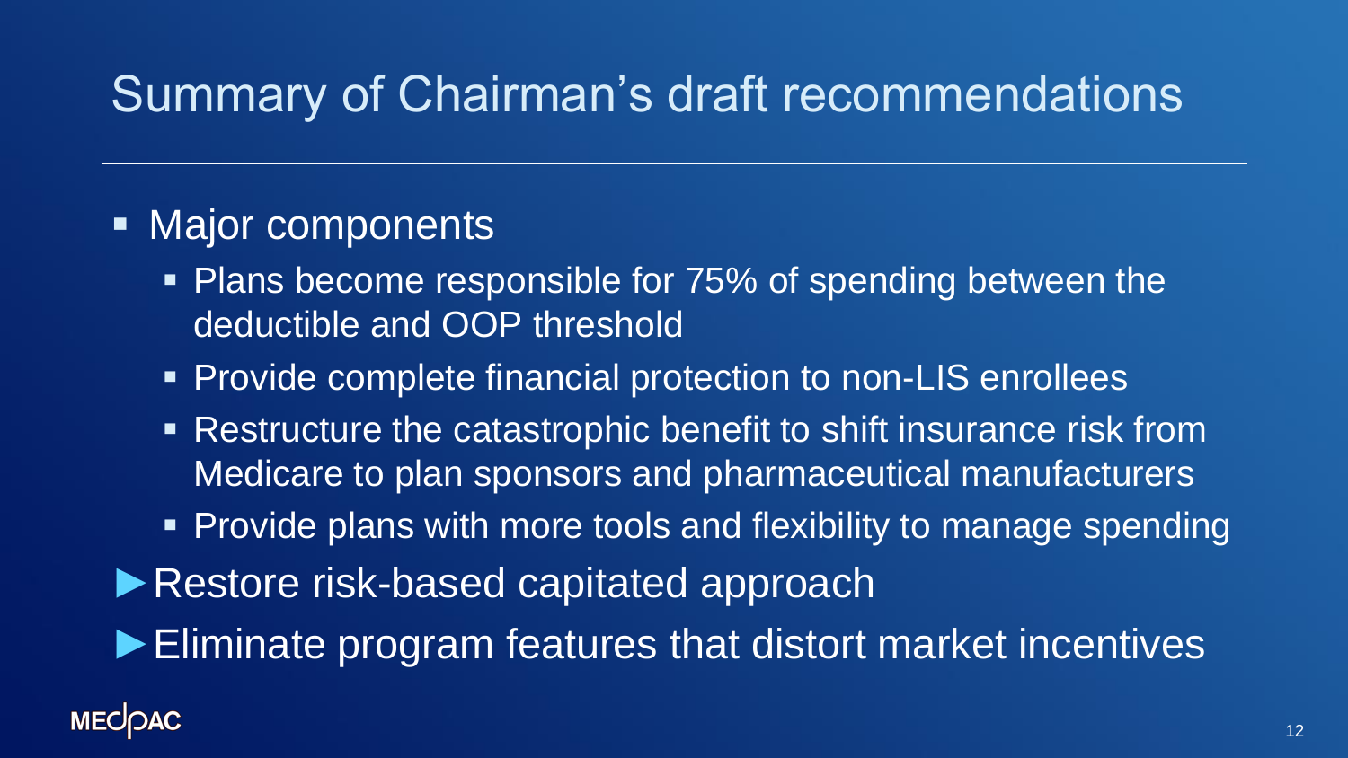# Summary of Chairman's draft recommendations

- Major components
  - Plans become responsible for 75% of spending between the deductible and OOP threshold
  - Provide complete financial protection to non-LIS enrollees
  - Restructure the catastrophic benefit to shift insurance risk from Medicare to plan sponsors and pharmaceutical manufacturers
  - Provide plans with more tools and flexibility to manage spending

► Restore risk-based capitated approach

► Eliminate program features that distort market incentives